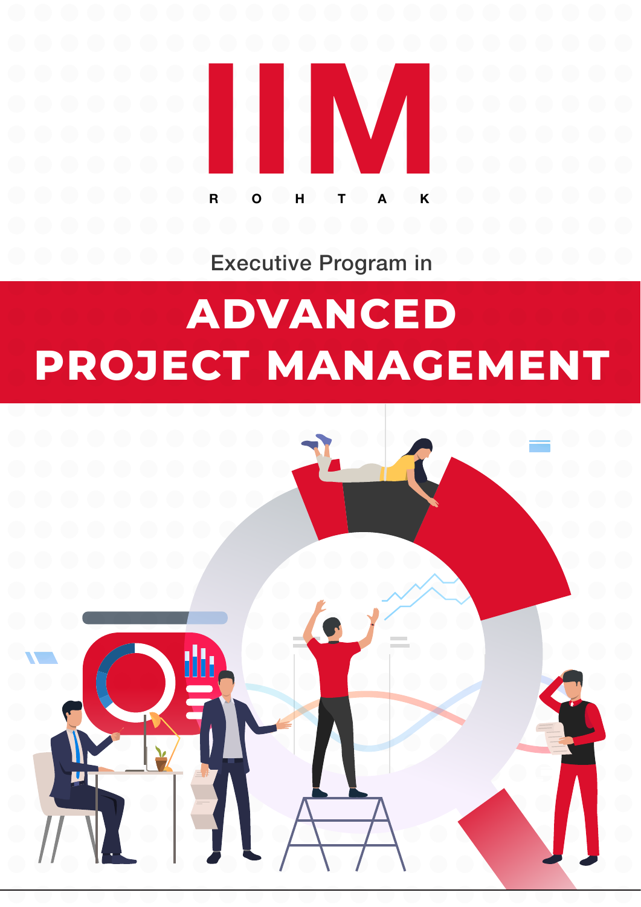# IIM

R O H T A K

Executive Program in

# ADVANCED PROJECT MANAGEMENT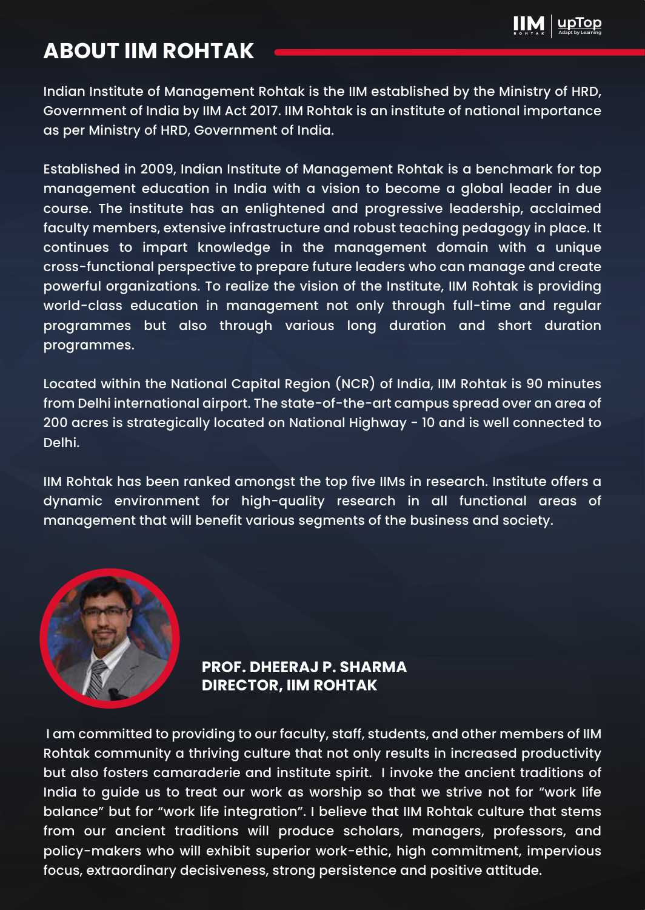# ABOUT IIM ROHTAK

Indian Institute of Management Rohtak is the IIM established by the Ministry of HRD, Government of India by IIM Act 2017. IIM Rohtak is an institute of national importance as per Ministry of HRD, Government of India.

Established in 2009, Indian Institute of Management Rohtak is a benchmark for top management education in India with a vision to become a global leader in due course. The institute has an enlightened and progressive leadership, acclaimed faculty members, extensive infrastructure and robust teaching pedagogy in place. It continues to impart knowledge in the management domain with a unique cross-functional perspective to prepare future leaders who can manage and create powerful organizations. To realize the vision of the Institute, IIM Rohtak is providing world-class education in management not only through full-time and regular programmes but also through various long duration and short duration programmes.

Located within the National Capital Region (NCR) of India, IIM Rohtak is 90 minutes from Delhi international airport. The state-of-the-art campus spread over an area of 200 acres is strategically located on National Highway - 10 and is well connected to Delhi.

IIM Rohtak has been ranked amongst the top five IIMs in research. Institute offers a dynamic environment for high-quality research in all functional areas of management that will benefit various segments of the business and society.

**PROF. DHEERAJ P. SHARMA**
**DIRECTOR, IIM ROHTAK**

I am committed to providing to our faculty, staff, students, and other members of IIM Rohtak community a thriving culture that not only results in increased productivity but also fosters camaraderie and institute spirit. I invoke the ancient traditions of India to guide us to treat our work as worship so that we strive not for "work life balance" but for "work life integration". I believe that IIM Rohtak culture that stems from our ancient traditions will produce scholars, managers, professors, and policy-makers who will exhibit superior work-ethic, high commitment, impervious focus, extraordinary decisiveness, strong persistence and positive attitude.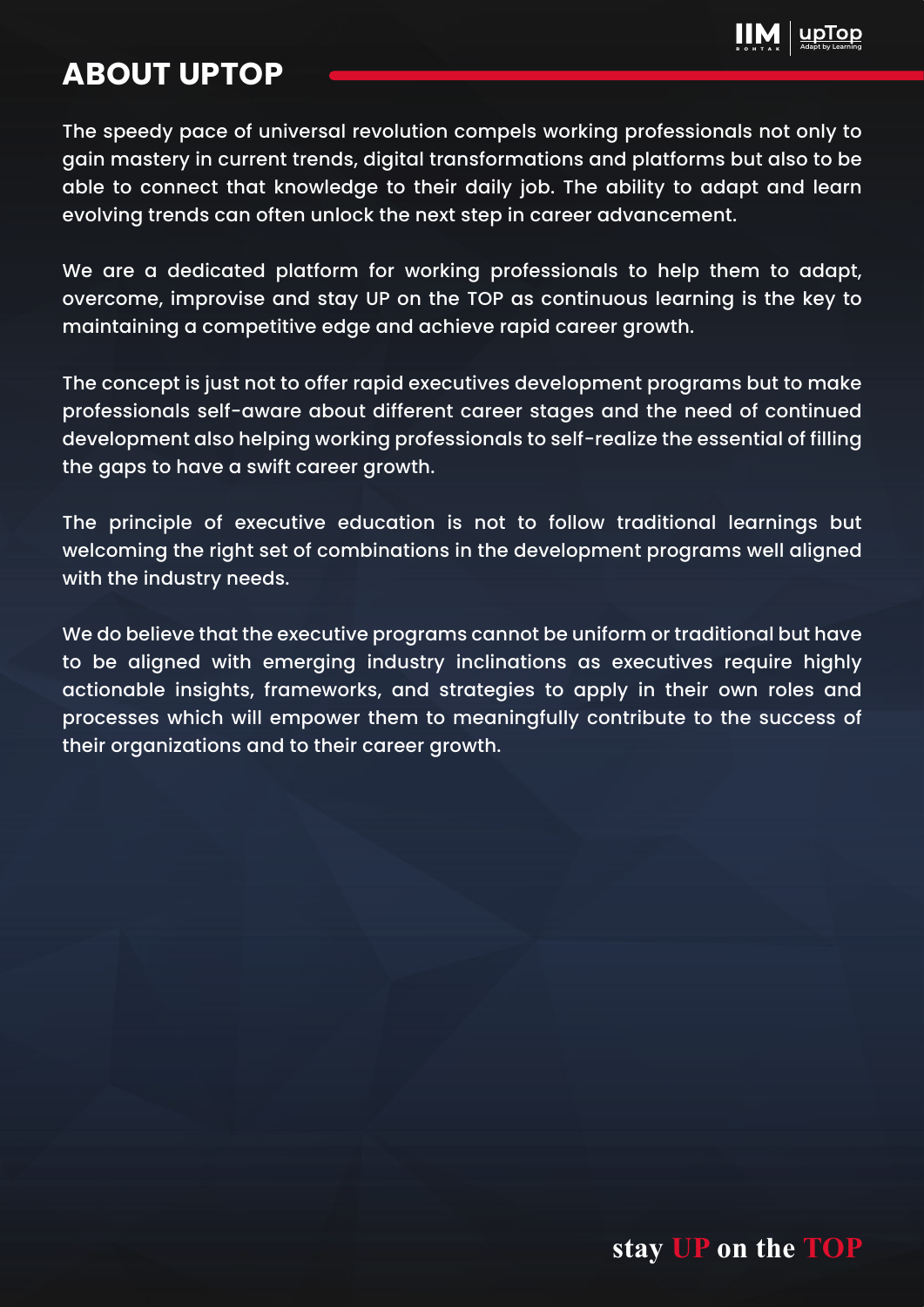# ABOUT UPTOP

The speedy pace of universal revolution compels working professionals not only to gain mastery in current trends, digital transformations and platforms but also to be able to connect that knowledge to their daily job. The ability to adapt and learn evolving trends can often unlock the next step in career advancement.

We are a dedicated platform for working professionals to help them to adapt, overcome, improvise and stay UP on the TOP as continuous learning is the key to maintaining a competitive edge and achieve rapid career growth.

The concept is just not to offer rapid executives development programs but to make professionals self-aware about different career stages and the need of continued development also helping working professionals to self-realize the essential of filling the gaps to have a swift career growth.

The principle of executive education is not to follow traditional learnings but welcoming the right set of combinations in the development programs well aligned with the industry needs.

We do believe that the executive programs cannot be uniform or traditional but have to be aligned with emerging industry inclinations as executives require highly actionable insights, frameworks, and strategies to apply in their own roles and processes which will empower them to meaningfully contribute to the success of their organizations and to their career growth.

stay UP on the TOP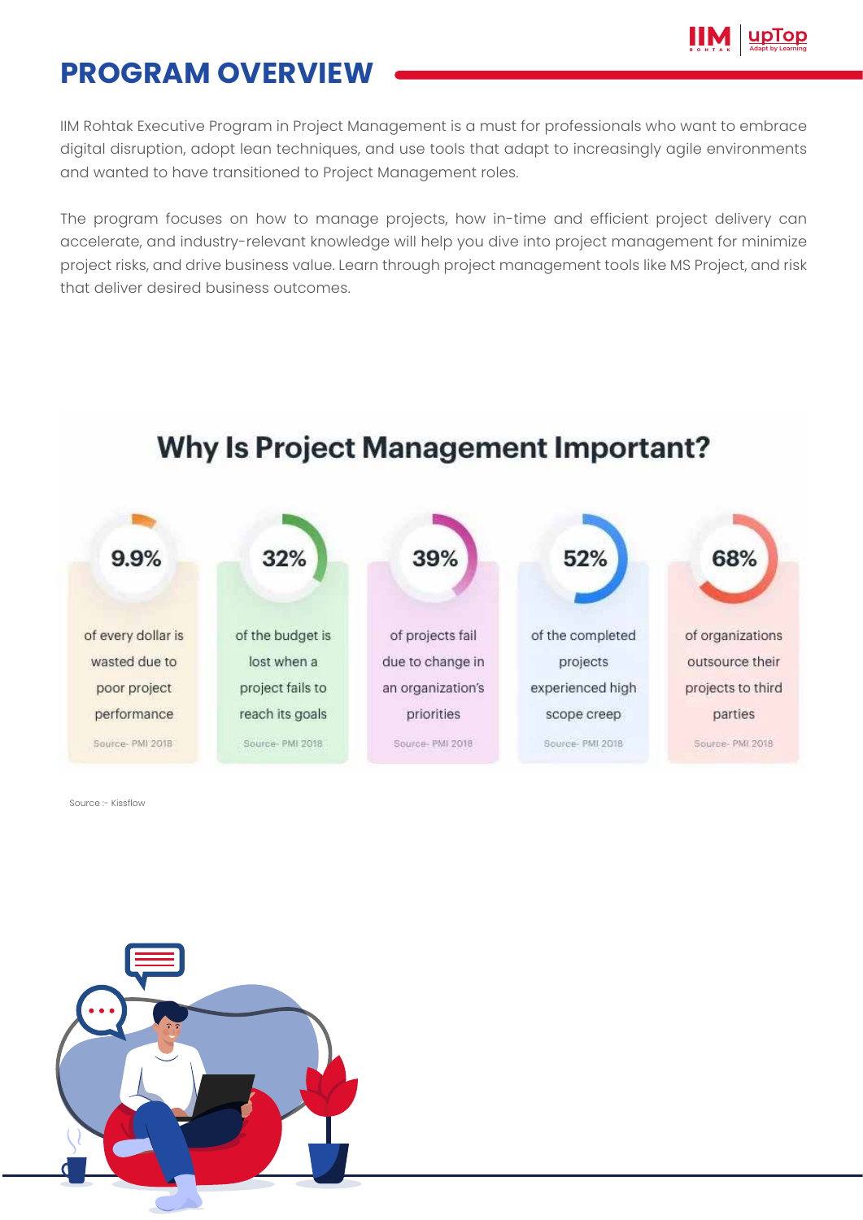# PROGRAM OVERVIEW

IIM Rohtak Executive Program in Project Management is a must for professionals who want to embrace digital disruption, adopt lean techniques, and use tools that adapt to increasingly agile environments and wanted to have transitioned to Project Management roles.

The program focuses on how to manage projects, how in-time and efficient project delivery can accelerate, and industry-relevant knowledge will help you dive into project management for minimize project risks, and drive business value. Learn through project management tools like MS Project, and risk that deliver desired business outcomes.

## Why Is Project Management Important?

**9.9%**
of every dollar is wasted due to poor project performance
Source- PMI 2018

**32%**
of the budget is lost when a project fails to reach its goals
Source- PMI 2018

**39%**
of projects fail due to change in an organization's priorities
Source- PMI 2018

**52%**
of the completed projects experienced high scope creep
Source- PMI 2018

**68%**
of organizations outsource their projects to third parties
Source- PMI 2018

Source :- Kissflow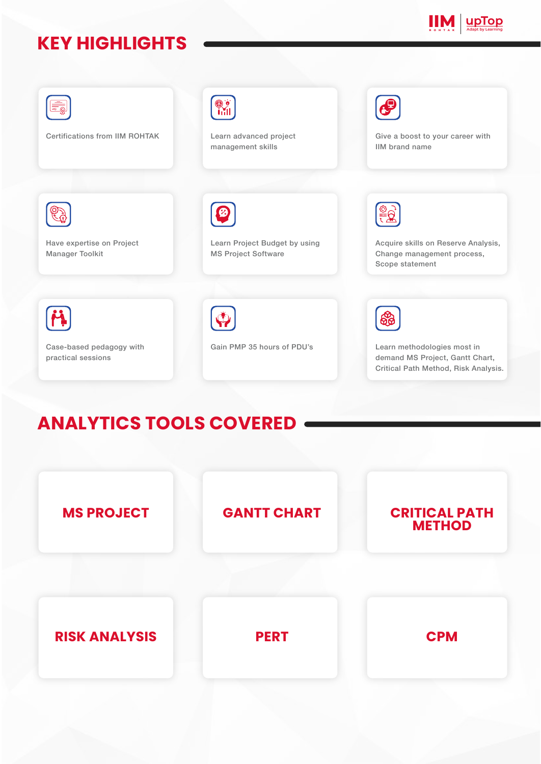## KEY HIGHLIGHTS

- Certifications from IIM ROHTAK
- Learn advanced project management skills
- Give a boost to your career with IIM brand name
- Have expertise on Project Manager Toolkit
- Learn Project Budget by using MS Project Software
- Acquire skills on Reserve Analysis, Change management process, Scope statement
- Case-based pedagogy with practical sessions
- Gain PMP 35 hours of PDU's
- Learn methodologies most in demand MS Project, Gantt Chart, Critical Path Method, Risk Analysis.

## ANALYTICS TOOLS COVERED

- **MS PROJECT**
- **GANTT CHART**
- **CRITICAL PATH METHOD**
- **RISK ANALYSIS**
- **PERT**
- **CPM**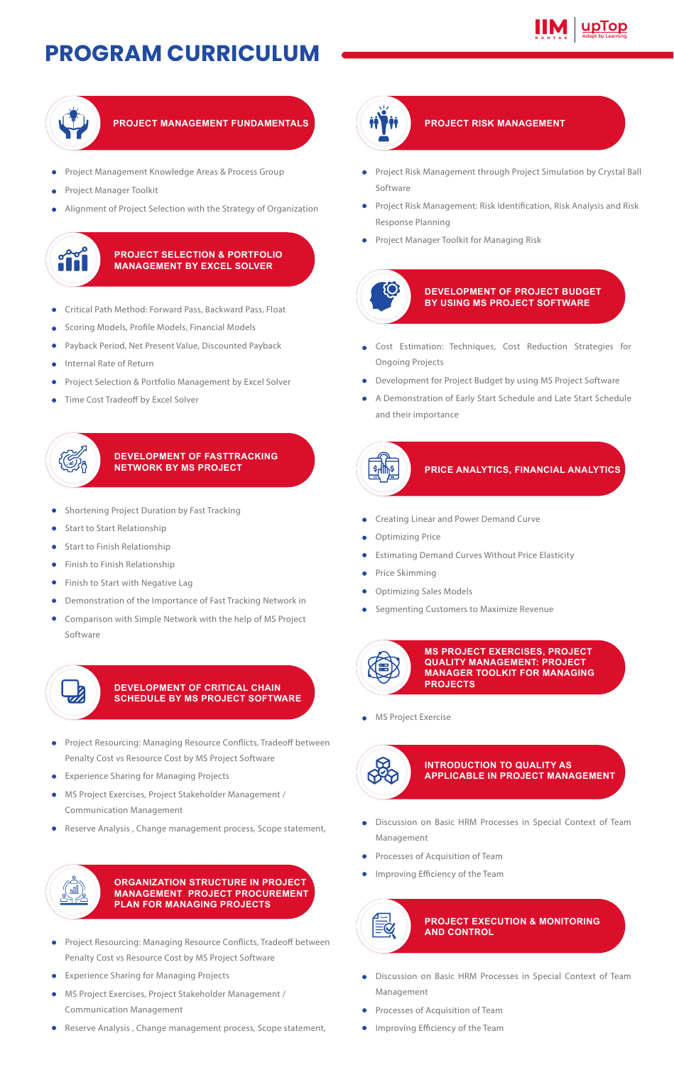# PROGRAM CURRICULUM

## PROJECT MANAGEMENT FUNDAMENTALS

- Project Management Knowledge Areas & Process Group
- Project Manager Toolkit
- Alignment of Project Selection with the Strategy of Organization

## PROJECT SELECTION & PORTFOLIO MANAGEMENT BY EXCEL SOLVER

- Critical Path Method: Forward Pass, Backward Pass, Float
- Scoring Models, Profile Models, Financial Models
- Payback Period, Net Present Value, Discounted Payback
- Internal Rate of Return
- Project Selection & Portfolio Management by Excel Solver
- Time Cost Tradeoff by Excel Solver

## DEVELOPMENT OF FASTTRACKING NETWORK BY MS PROJECT

- Shortening Project Duration by Fast Tracking
- Start to Start Relationship
- Start to Finish Relationship
- Finish to Finish Relationship
- Finish to Start with Negative Lag
- Demonstration of the Importance of Fast Tracking Network in
- Comparison with Simple Network with the help of MS Project Software

## DEVELOPMENT OF CRITICAL CHAIN SCHEDULE BY MS PROJECT SOFTWARE

- Project Resourcing: Managing Resource Conflicts, Tradeoff between Penalty Cost vs Resource Cost by MS Project Software
- Experience Sharing for Managing Projects
- MS Project Exercises, Project Stakeholder Management / Communication Management
- Reserve Analysis , Change management process, Scope statement,

## ORGANIZATION STRUCTURE IN PROJECT MANAGEMENT PROJECT PROCUREMENT PLAN FOR MANAGING PROJECTS

- Project Resourcing: Managing Resource Conflicts, Tradeoff between Penalty Cost vs Resource Cost by MS Project Software
- Experience Sharing for Managing Projects
- MS Project Exercises, Project Stakeholder Management / Communication Management
- Reserve Analysis , Change management process, Scope statement,

## PROJECT RISK MANAGEMENT

- Project Risk Management through Project Simulation by Crystal Ball Software
- Project Risk Management: Risk Identification, Risk Analysis and Risk Response Planning
- Project Manager Toolkit for Managing Risk

## DEVELOPMENT OF PROJECT BUDGET BY USING MS PROJECT SOFTWARE

- Cost Estimation: Techniques, Cost Reduction Strategies for Ongoing Projects
- Development for Project Budget by using MS Project Software
- A Demonstration of Early Start Schedule and Late Start Schedule and their importance

## PRICE ANALYTICS, FINANCIAL ANALYTICS

- Creating Linear and Power Demand Curve
- Optimizing Price
- Estimating Demand Curves Without Price Elasticity
- Price Skimming
- Optimizing Sales Models
- Segmenting Customers to Maximize Revenue

## MS PROJECT EXERCISES, PROJECT QUALITY MANAGEMENT: PROJECT MANAGER TOOLKIT FOR MANAGING PROJECTS

- MS Project Exercise

## INTRODUCTION TO QUALITY AS APPLICABLE IN PROJECT MANAGEMENT

- Discussion on Basic HRM Processes in Special Context of Team Management
- Processes of Acquisition of Team
- Improving Efficiency of the Team

## PROJECT EXECUTION & MONITORING AND CONTROL

- Discussion on Basic HRM Processes in Special Context of Team Management
- Processes of Acquisition of Team
- Improving Efficiency of the Team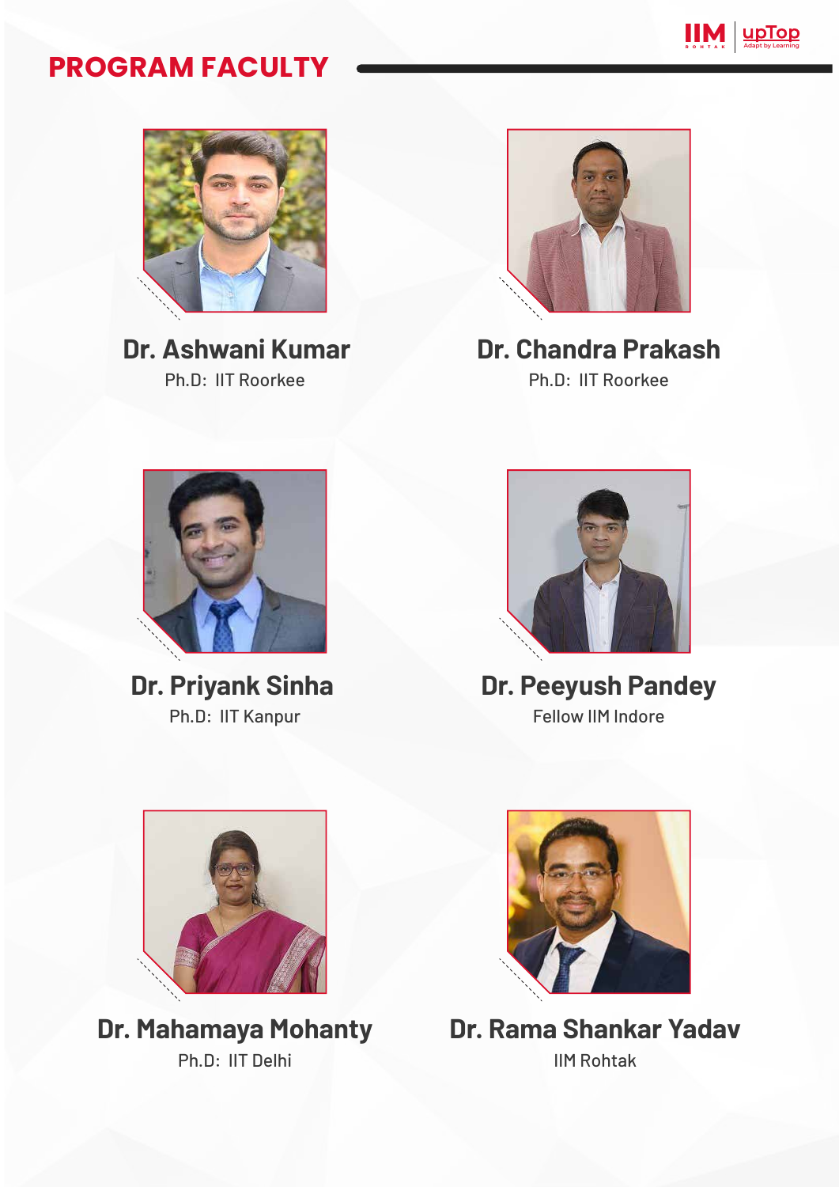# PROGRAM FACULTY

**Dr. Ashwani Kumar**
Ph.D: IIT Roorkee

**Dr. Chandra Prakash**
Ph.D: IIT Roorkee

**Dr. Priyank Sinha**
Ph.D: IIT Kanpur

**Dr. Peeyush Pandey**
Fellow IIM Indore

**Dr. Mahamaya Mohanty**
Ph.D: IIT Delhi

**Dr. Rama Shankar Yadav**
IIM Rohtak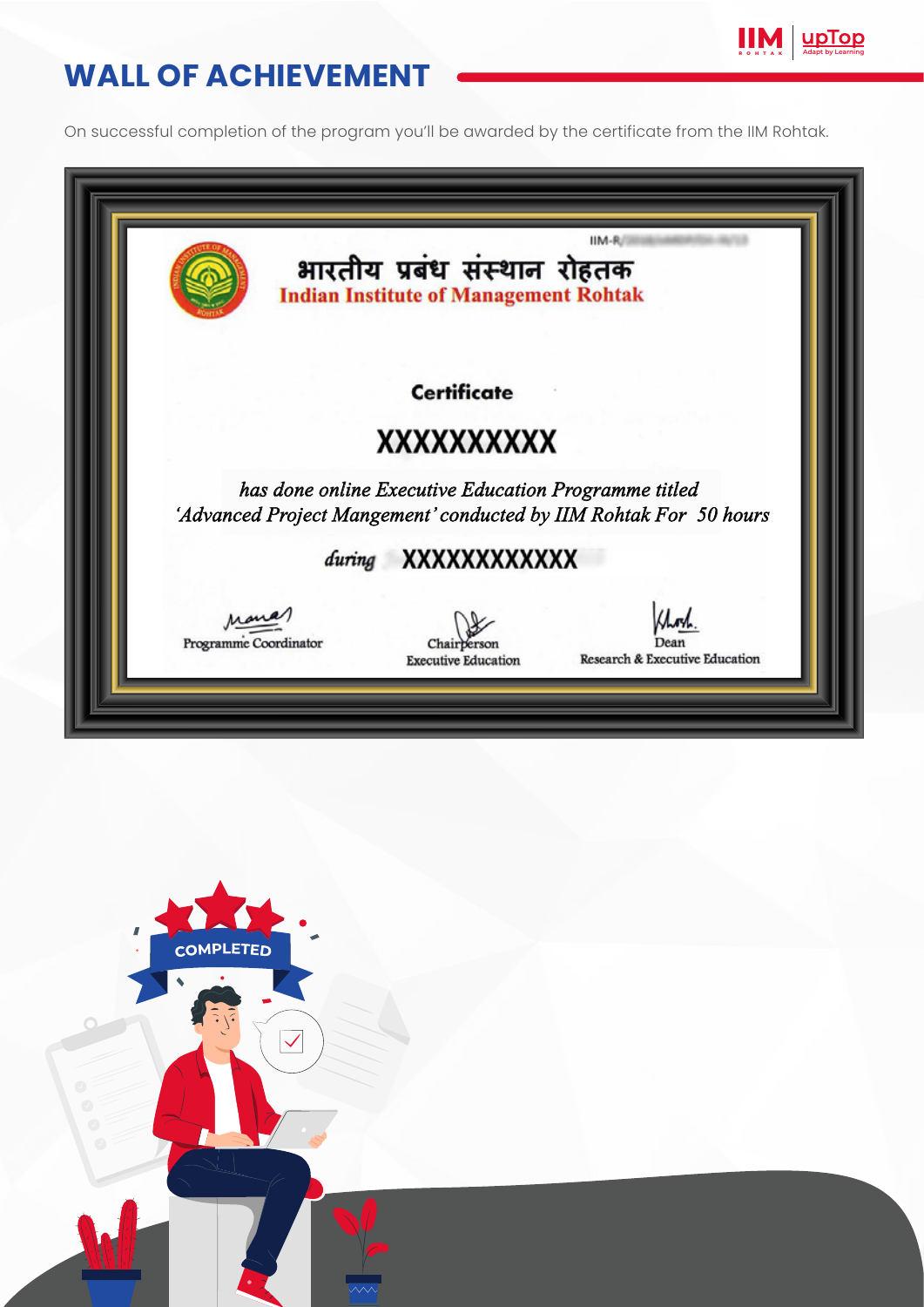# WALL OF ACHIEVEMENT

On successful completion of the program you'll be awarded by the certificate from the IIM Rohtak.

भारतीय प्रबंध संस्थान रोहतक

**Indian Institute of Management Rohtak**

**Certificate**

**XXXXXXXXXX**

*has done online Executive Education Programme titled 'Advanced Project Mangement' conducted by IIM Rohtak For 50 hours*

*during* **XXXXXXXXXXXX**

Programme Coordinator

Chairperson
Executive Education

Dean
Research & Executive Education

COMPLETED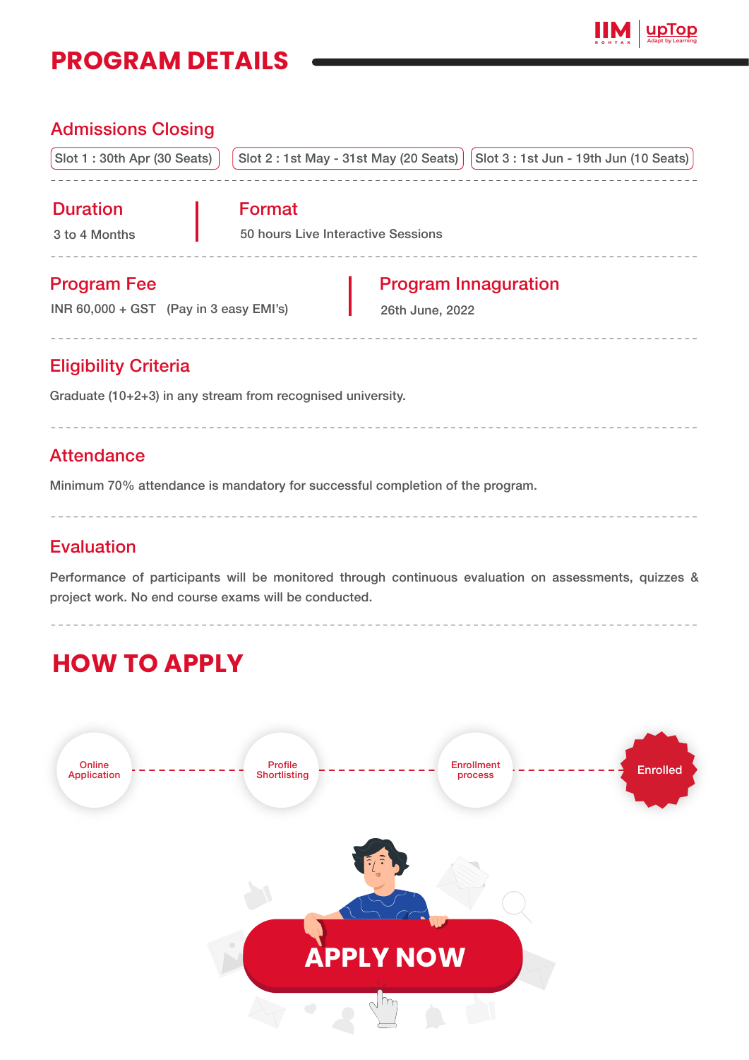# PROGRAM DETAILS

## Admissions Closing

Slot 1 : 30th Apr (30 Seats)

Slot 2 : 1st May - 31st May (20 Seats)

Slot 3 : 1st Jun - 19th Jun (10 Seats)

## Duration

3 to 4 Months

## Format

50 hours Live Interactive Sessions

## Program Fee

INR 60,000 + GST (Pay in 3 easy EMI's)

## Program Innaguration

26th June, 2022

## Eligibility Criteria

Graduate (10+2+3) in any stream from recognised university.

## Attendance

Minimum 70% attendance is mandatory for successful completion of the program.

## Evaluation

Performance of participants will be monitored through continuous evaluation on assessments, quizzes & project work. No end course exams will be conducted.

# HOW TO APPLY

Online Application → Profile Shortlisting → Enrollment process → Enrolled

**APPLY NOW**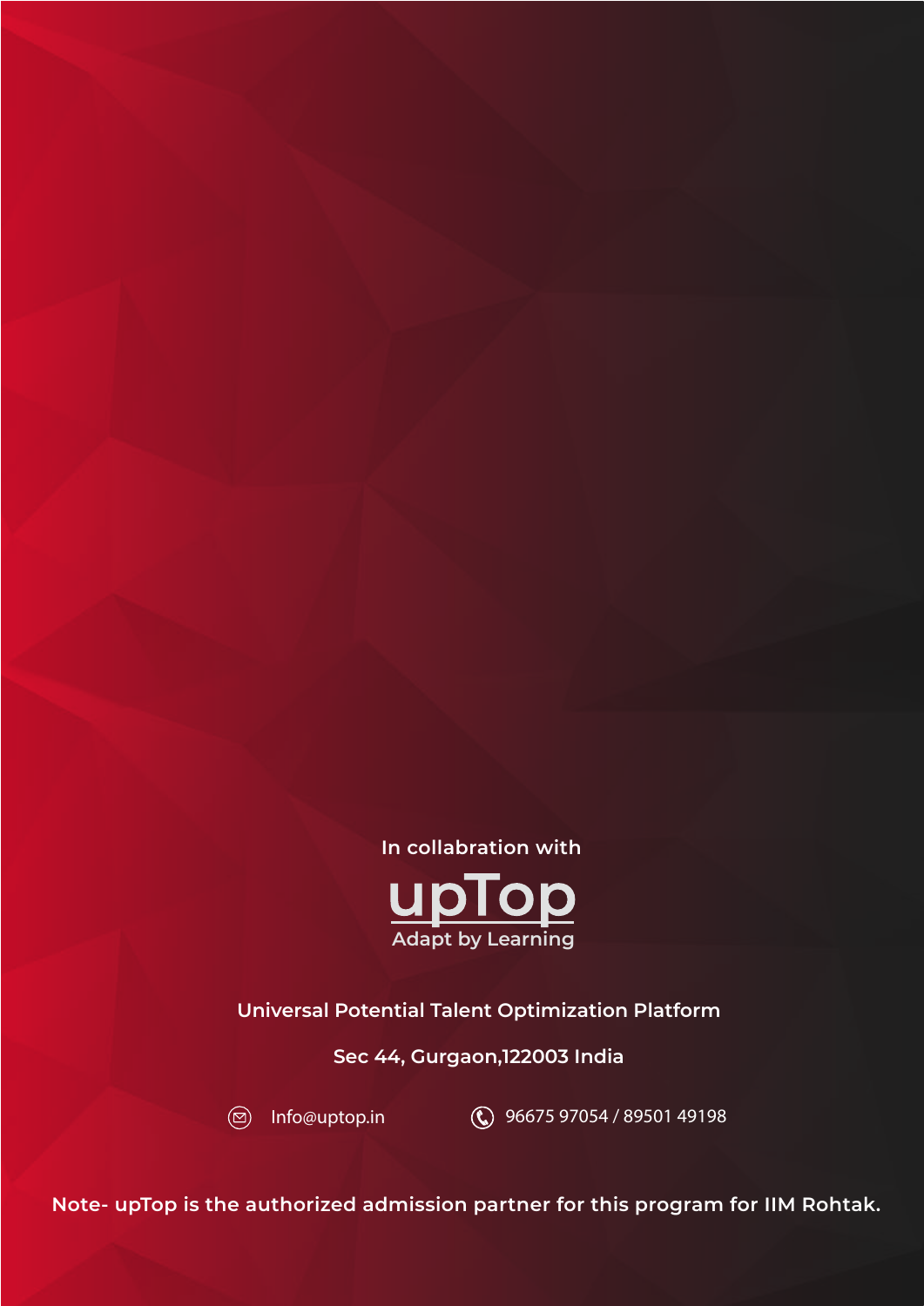In collaboration with

**upTop**

Adapt by Learning

Universal Potential Talent Optimization Platform

Sec 44, Gurgaon,122003 India

Info@uptop.in

96675 97054 / 89501 49198

Note- upTop is the authorized admission partner for this program for IIM Rohtak.